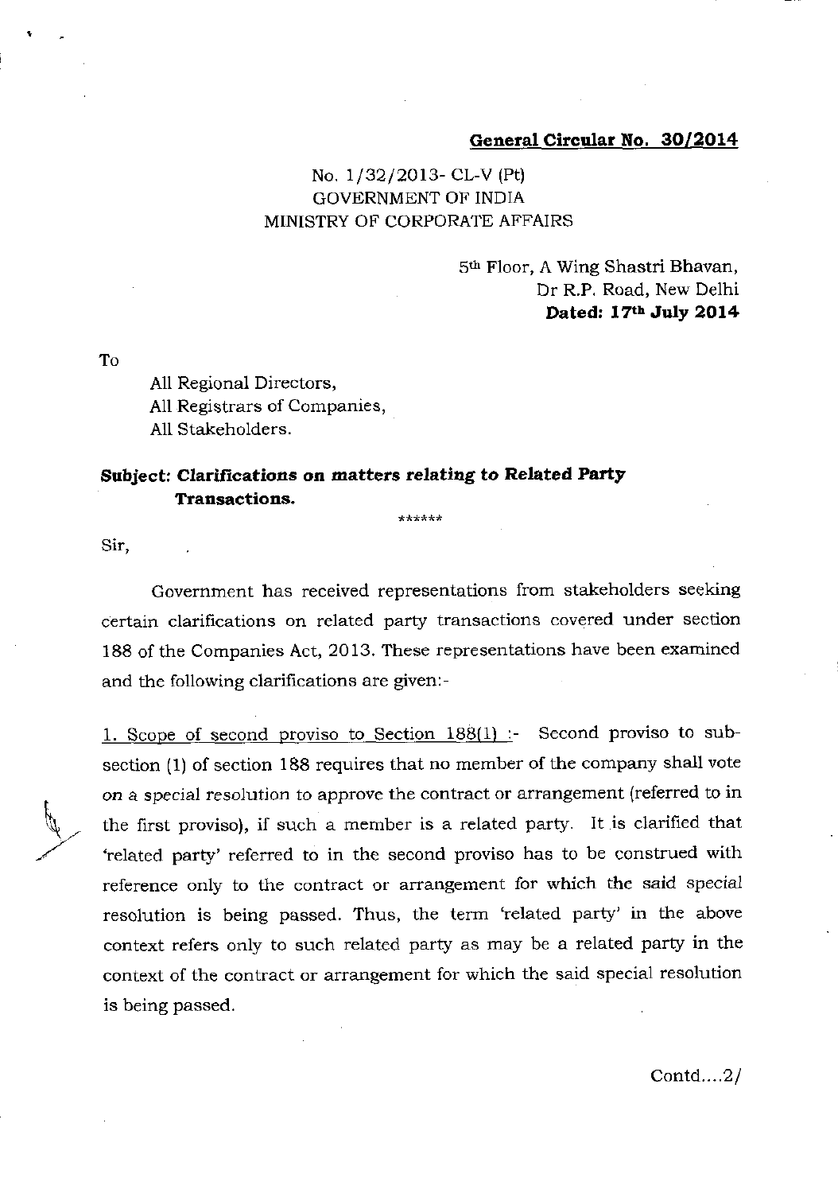**General Circular No. 30/2014**

No. 1/32/2013- CL-V (Pt)
GOVERNMENT OF INDIA
MINISTRY OF CORPORATE AFFAIRS

5th Floor, A Wing Shastri Bhavan,
Dr R.P. Road, New Delhi
**Dated: 17th July 2014**

To

All Regional Directors,
All Registrars of Companies,
All Stakeholders.

**Subject: *Clarifications on matters relating to Related Party Transactions.***

******

Sir,

Government has received representations from stakeholders seeking certain clarifications on related party transactions covered under section 188 of the Companies Act, 2013. These representations have been examined and the following clarifications are given:-

1. Scope of second proviso to Section 188(1) :- Second proviso to sub-section (1) of section 188 requires that no member of the company shall vote on a special resolution to approve the contract or arrangement (referred to in the first proviso), if such a member is a related party. It is clarified that 'related party' referred to in the second proviso has to be construed with reference only to the contract or arrangement for which the said special resolution is being passed. Thus, the term 'related party' in the above context refers only to such related party as may be a related party in the context of the contract or arrangement for which the said special resolution is being passed.

Contd....2/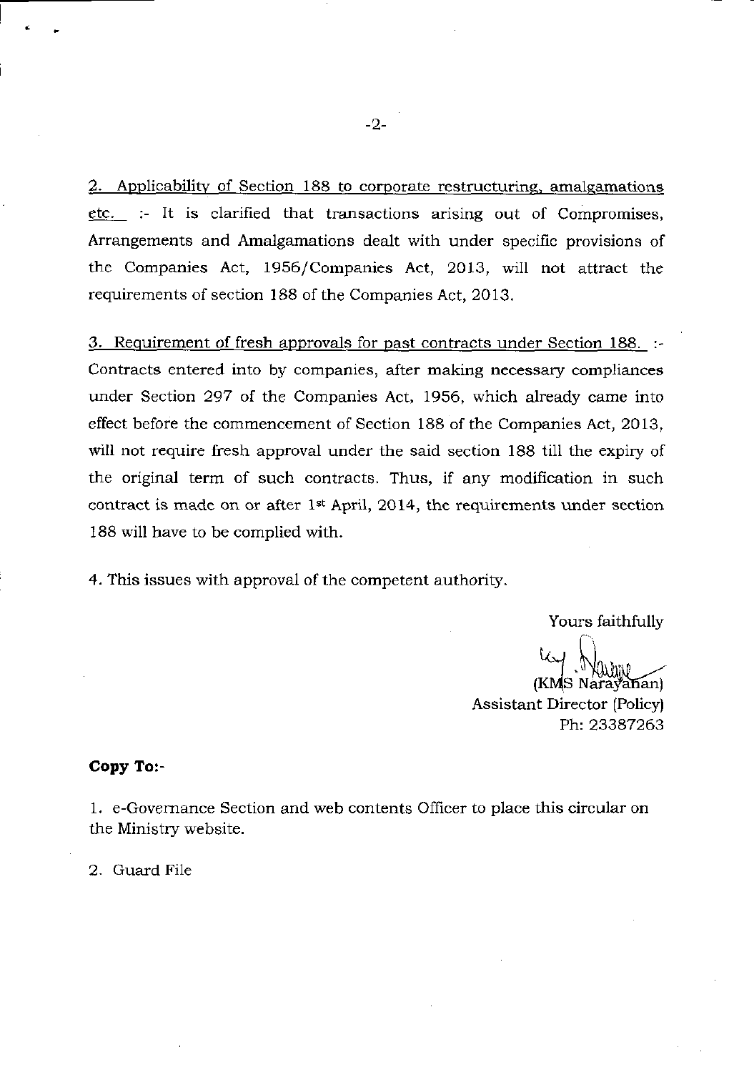2. Applicability of Section 188 to corporate restructuring, amalgamations etc. :- It is clarified that transactions arising out of Compromises, Arrangements and Amalgamations dealt with under specific provisions of the Companies Act, 1956/Companies Act, 2013, will not attract the requirements of section 188 of the Companies Act, 2013.

3. Requirement of fresh approvals for past contracts under Section 188. :- Contracts entered into by companies, after making necessary compliances under Section 297 of the Companies Act, 1956, which already came into effect before the commencement of Section 188 of the Companies Act, 2013, will not require fresh approval under the said section 188 till the expiry of the original term of such contracts. Thus, if any modification in such contract is made on or after 1st April, 2014, the requirements under section 188 will have to be complied with.

4. This issues with approval of the competent authority.

Yours faithfully

(KMS Narayanan)
Assistant Director (Policy)
Ph: 23387263

**Copy To:-**

1. e-Governance Section and web contents Officer to place this circular on the Ministry website.

2. Guard File